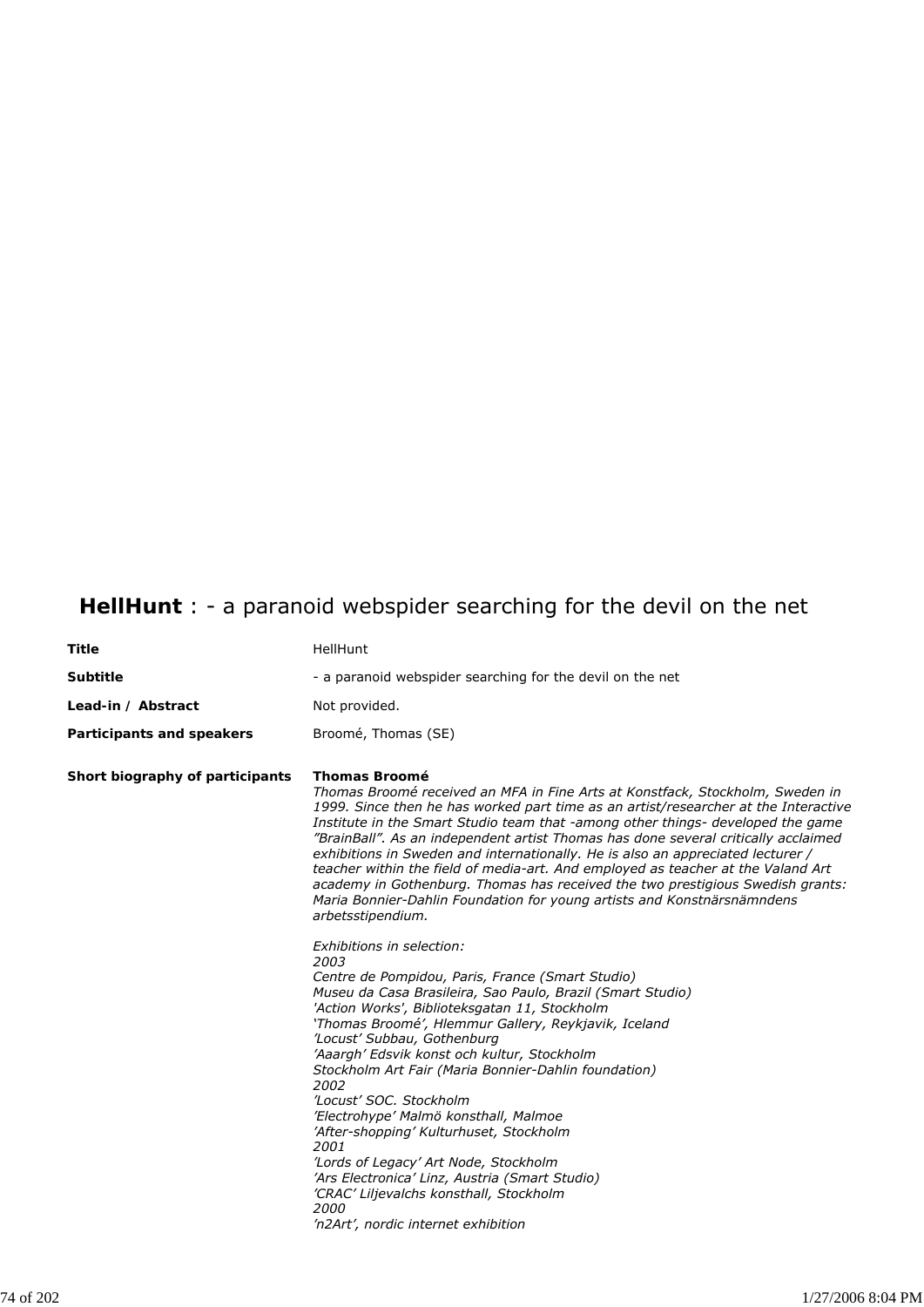## **HellHunt** : - a paranoid webspider searching for the devil on the net

| | |
|---|---|
| **Title** | HellHunt |
| **Subtitle** | - a paranoid webspider searching for the devil on the net |
| **Lead-in / Abstract** | Not provided. |
| **Participants and speakers** | Broomé, Thomas (SE) |

**Short biography of participants**

**Thomas Broomé**

*Thomas Broomé received an MFA in Fine Arts at Konstfack, Stockholm, Sweden in 1999. Since then he has worked part time as an artist/researcher at the Interactive Institute in the Smart Studio team that -among other things- developed the game ”BrainBall”. As an independent artist Thomas has done several critically acclaimed exhibitions in Sweden and internationally. He is also an appreciated lecturer / teacher within the field of media-art. And employed as teacher at the Valand Art academy in Gothenburg. Thomas has received the two prestigious Swedish grants: Maria Bonnier-Dahlin Foundation for young artists and Konstnärsnämndens arbetsstipendium.*

*Exhibitions in selection:*
*2003*
*Centre de Pompidou, Paris, France (Smart Studio)*
*Museu da Casa Brasileira, Sao Paulo, Brazil (Smart Studio)*
*'Action Works', Biblioteksgatan 11, Stockholm*
*‘Thomas Broomé’, Hlemmur Gallery, Reykjavik, Iceland*
*’Locust’ Subbau, Gothenburg*
*’Aaargh’ Edsvik konst och kultur, Stockholm*
*Stockholm Art Fair (Maria Bonnier-Dahlin foundation)*
*2002*
*’Locust’ SOC. Stockholm*
*’Electrohype’ Malmö konsthall, Malmoe*
*’After-shopping’ Kulturhuset, Stockholm*
*2001*
*’Lords of Legacy’ Art Node, Stockholm*
*’Ars Electronica’ Linz, Austria (Smart Studio)*
*’CRAC’ Liljevalchs konsthall, Stockholm*
*2000*
*’n2Art’, nordic internet exhibition*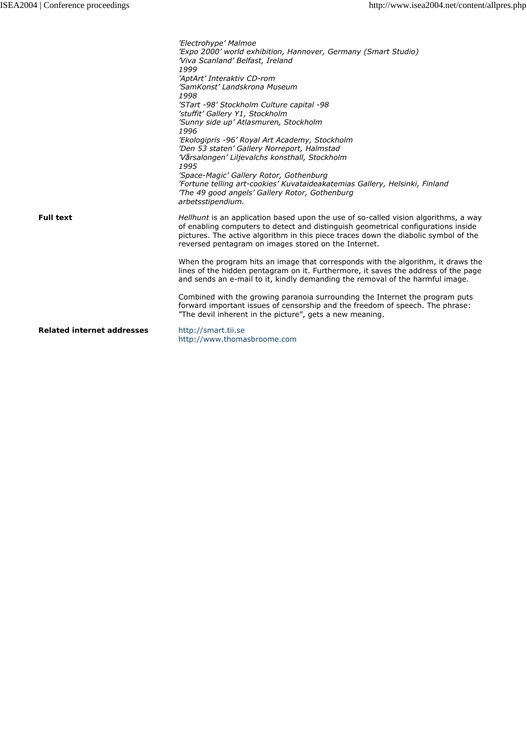*'Electrohype' Malmoe*
*'Expo 2000' world exhibition, Hannover, Germany (Smart Studio)*
*'Viva Scanland' Belfast, Ireland*
*1999*
*'AptArt' Interaktiv CD-rom*
*'SamKonst' Landskrona Museum*
*1998*
*'STart -98' Stockholm Culture capital -98*
*'stuffit' Gallery Y1, Stockholm*
*'Sunny side up' Atlasmuren, Stockholm*
*1996*
*'Ekologipris -96' Royal Art Academy, Stockholm*
*'Den 53 staten' Gallery Norreport, Halmstad*
*'Vårsalongen' Liljevalchs konsthall, Stockholm*
*1995*
*'Space-Magic' Gallery Rotor, Gothenburg*
*'Fortune telling art-cookies' Kuvataideakatemias Gallery, Helsinki, Finland*
*'The 49 good angels' Gallery Rotor, Gothenburg*
*arbetsstipendium.*

**Full text**

*Hellhunt* is an application based upon the use of so-called vision algorithms, a way of enabling computers to detect and distinguish geometrical configurations inside pictures. The active algorithm in this piece traces down the diabolic symbol of the reversed pentagram on images stored on the Internet.

When the program hits an image that corresponds with the algorithm, it draws the lines of the hidden pentagram on it. Furthermore, it saves the address of the page and sends an e-mail to it, kindly demanding the removal of the harmful image.

Combined with the growing paranoia surrounding the Internet the program puts forward important issues of censorship and the freedom of speech. The phrase: "The devil inherent in the picture", gets a new meaning.

**Related internet addresses**

http://smart.tii.se
http://www.thomasbroome.com